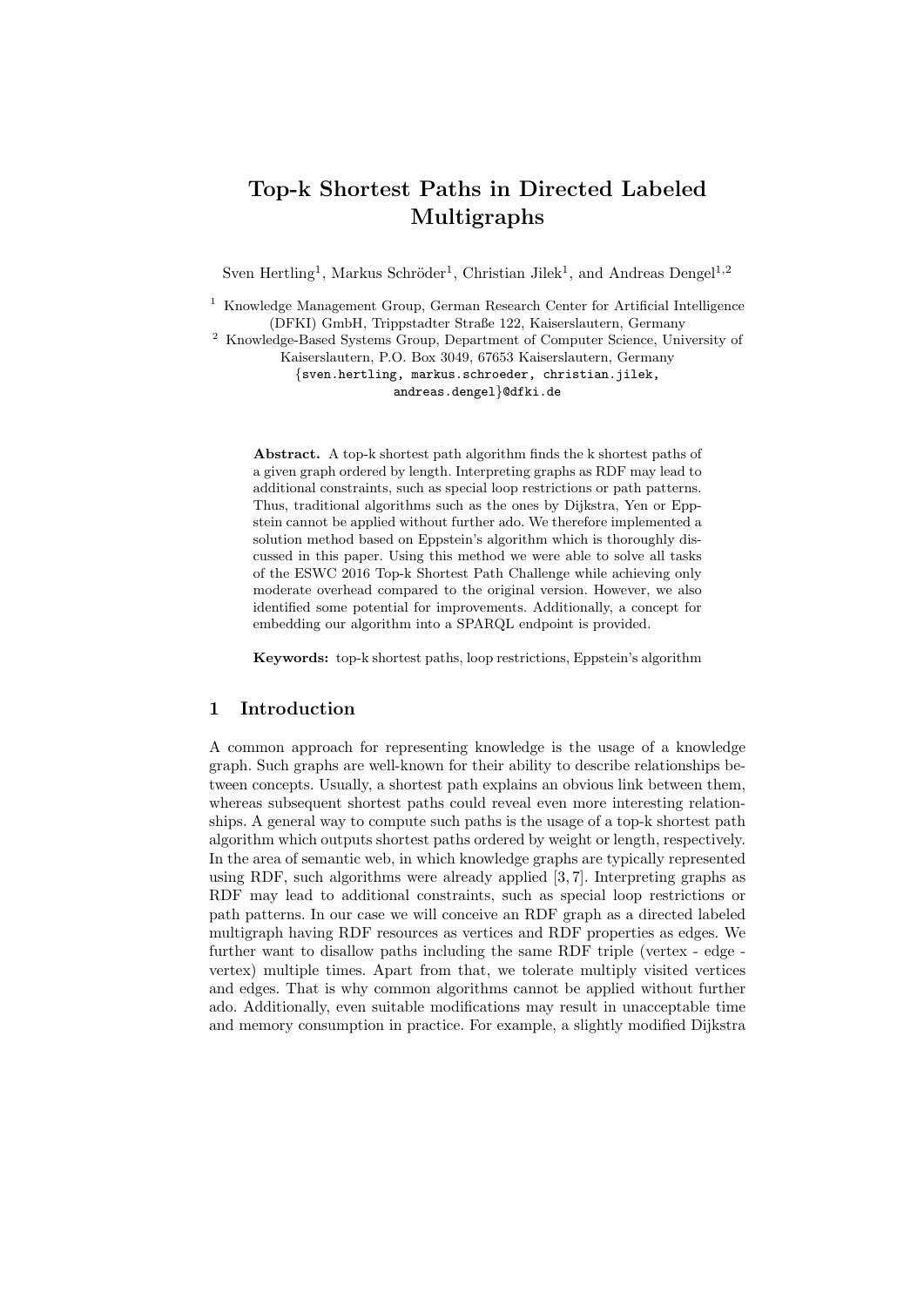# Top-k Shortest Paths in Directed Labeled Multigraphs

Sven Hertling[1], Markus Schröder[1], Christian Jilek[1], and Andreas Dengel[1,2]

[1] Knowledge Management Group, German Research Center for Artificial Intelligence (DFKI) GmbH, Trippstadter Straße 122, Kaiserslautern, Germany

[2] Knowledge-Based Systems Group, Department of Computer Science, University of Kaiserslautern, P.O. Box 3049, 67653 Kaiserslautern, Germany

{sven.hertling, markus.schroeder, christian.jilek, andreas.dengel}@dfki.de

**Abstract.** A top-k shortest path algorithm finds the k shortest paths of a given graph ordered by length. Interpreting graphs as RDF may lead to additional constraints, such as special loop restrictions or path patterns. Thus, traditional algorithms such as the ones by Dijkstra, Yen or Eppstein cannot be applied without further ado. We therefore implemented a solution method based on Eppstein's algorithm which is thoroughly discussed in this paper. Using this method we were able to solve all tasks of the ESWC 2016 Top-k Shortest Path Challenge while achieving only moderate overhead compared to the original version. However, we also identified some potential for improvements. Additionally, a concept for embedding our algorithm into a SPARQL endpoint is provided.

**Keywords:** top-k shortest paths, loop restrictions, Eppstein's algorithm

## 1 Introduction

A common approach for representing knowledge is the usage of a knowledge graph. Such graphs are well-known for their ability to describe relationships between concepts. Usually, a shortest path explains an obvious link between them, whereas subsequent shortest paths could reveal even more interesting relationships. A general way to compute such paths is the usage of a top-k shortest path algorithm which outputs shortest paths ordered by weight or length, respectively. In the area of semantic web, in which knowledge graphs are typically represented using RDF, such algorithms were already applied [3, 7]. Interpreting graphs as RDF may lead to additional constraints, such as special loop restrictions or path patterns. In our case we will conceive an RDF graph as a directed labeled multigraph having RDF resources as vertices and RDF properties as edges. We further want to disallow paths including the same RDF triple (vertex - edge - vertex) multiple times. Apart from that, we tolerate multiply visited vertices and edges. That is why common algorithms cannot be applied without further ado. Additionally, even suitable modifications may result in unacceptable time and memory consumption in practice. For example, a slightly modified Dijkstra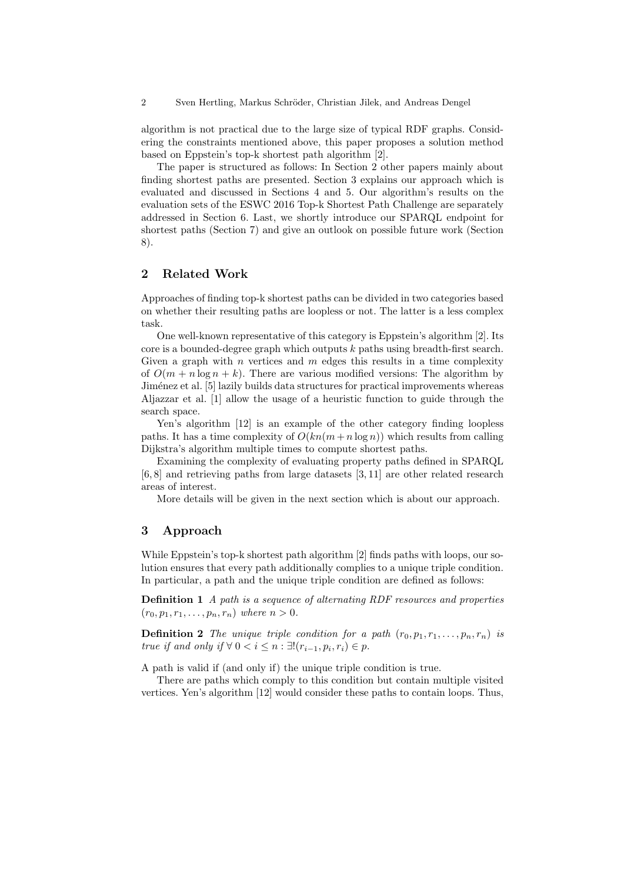algorithm is not practical due to the large size of typical RDF graphs. Considering the constraints mentioned above, this paper proposes a solution method based on Eppstein's top-k shortest path algorithm [2].

The paper is structured as follows: In Section 2 other papers mainly about finding shortest paths are presented. Section 3 explains our approach which is evaluated and discussed in Sections 4 and 5. Our algorithm's results on the evaluation sets of the ESWC 2016 Top-k Shortest Path Challenge are separately addressed in Section 6. Last, we shortly introduce our SPARQL endpoint for shortest paths (Section 7) and give an outlook on possible future work (Section 8).

## 2 Related Work

Approaches of finding top-k shortest paths can be divided in two categories based on whether their resulting paths are loopless or not. The latter is a less complex task.

One well-known representative of this category is Eppstein's algorithm [2]. Its core is a bounded-degree graph which outputs $k$ paths using breadth-first search. Given a graph with $n$ vertices and $m$ edges this results in a time complexity of $O(m + n \log n + k)$. There are various modified versions: The algorithm by Jiménez et al. [5] lazily builds data structures for practical improvements whereas Aljazzar et al. [1] allow the usage of a heuristic function to guide through the search space.

Yen's algorithm [12] is an example of the other category finding loopless paths. It has a time complexity of $O(kn(m + n \log n))$ which results from calling Dijkstra's algorithm multiple times to compute shortest paths.

Examining the complexity of evaluating property paths defined in SPARQL [6, 8] and retrieving paths from large datasets [3, 11] are other related research areas of interest.

More details will be given in the next section which is about our approach.

## 3 Approach

While Eppstein's top-k shortest path algorithm [2] finds paths with loops, our solution ensures that every path additionally complies to a unique triple condition. In particular, a path and the unique triple condition are defined as follows:

**Definition 1** *A path is a sequence of alternating RDF resources and properties* $(r_0, p_1, r_1, \ldots, p_n, r_n)$ *where* $n > 0$.

**Definition 2** *The unique triple condition for a path* $(r_0, p_1, r_1, \ldots, p_n, r_n)$ *is true if and only if* $\forall\, 0 < i \leq n : \exists!(r_{i-1}, p_i, r_i) \in p$.

A path is valid if (and only if) the unique triple condition is true.

There are paths which comply to this condition but contain multiple visited vertices. Yen's algorithm [12] would consider these paths to contain loops. Thus,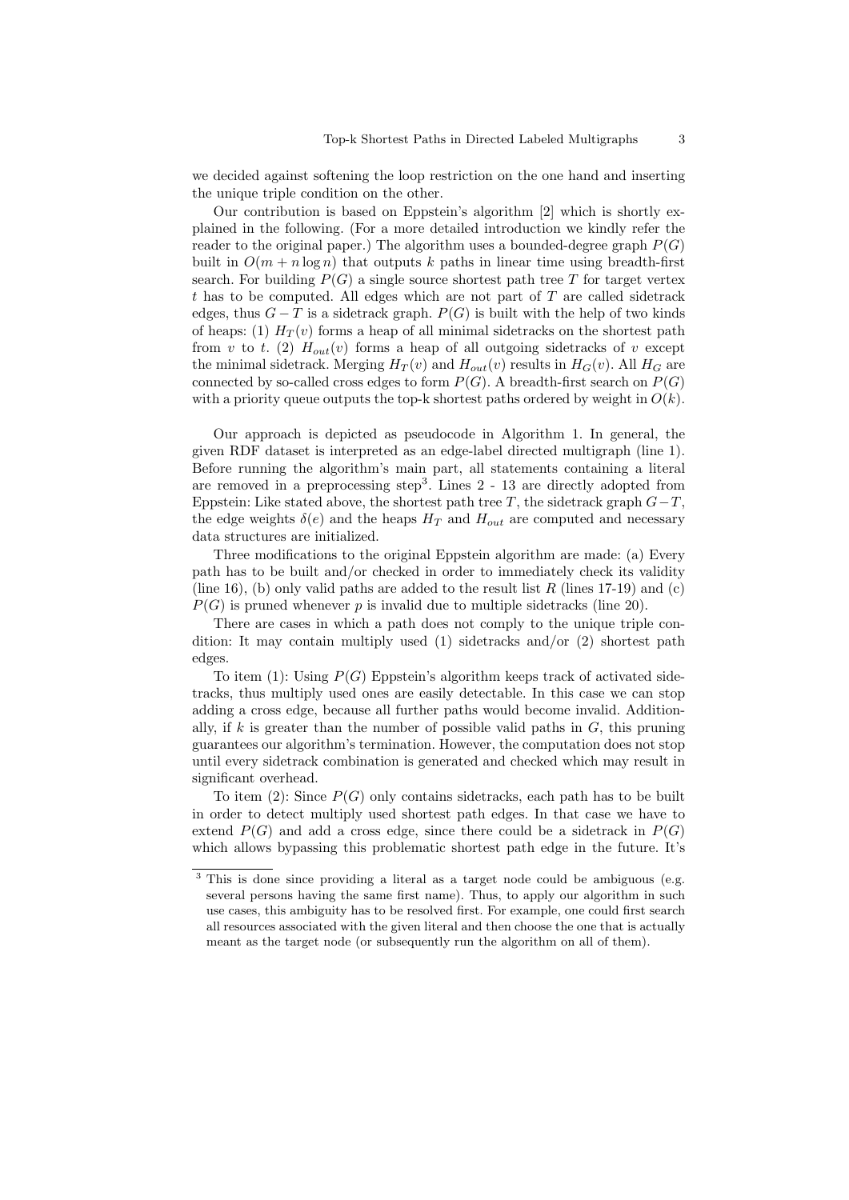we decided against softening the loop restriction on the one hand and inserting the unique triple condition on the other.

Our contribution is based on Eppstein's algorithm [2] which is shortly explained in the following. (For a more detailed introduction we kindly refer the reader to the original paper.) The algorithm uses a bounded-degree graph $P(G)$ built in $O(m + n \log n)$ that outputs $k$ paths in linear time using breadth-first search. For building $P(G)$ a single source shortest path tree $T$ for target vertex $t$ has to be computed. All edges which are not part of $T$ are called sidetrack edges, thus $G - T$ is a sidetrack graph. $P(G)$ is built with the help of two kinds of heaps: (1) $H_T(v)$ forms a heap of all minimal sidetracks on the shortest path from $v$ to $t$. (2) $H_{out}(v)$ forms a heap of all outgoing sidetracks of $v$ except the minimal sidetrack. Merging $H_T(v)$ and $H_{out}(v)$ results in $H_G(v)$. All $H_G$ are connected by so-called cross edges to form $P(G)$. A breadth-first search on $P(G)$ with a priority queue outputs the top-k shortest paths ordered by weight in $O(k)$.

Our approach is depicted as pseudocode in Algorithm 1. In general, the given RDF dataset is interpreted as an edge-label directed multigraph (line 1). Before running the algorithm's main part, all statements containing a literal are removed in a preprocessing step[3]. Lines 2 - 13 are directly adopted from Eppstein: Like stated above, the shortest path tree $T$, the sidetrack graph $G-T$, the edge weights $\delta(e)$ and the heaps $H_T$ and $H_{out}$ are computed and necessary data structures are initialized.

Three modifications to the original Eppstein algorithm are made: (a) Every path has to be built and/or checked in order to immediately check its validity (line 16), (b) only valid paths are added to the result list $R$ (lines 17-19) and (c) $P(G)$ is pruned whenever $p$ is invalid due to multiple sidetracks (line 20).

There are cases in which a path does not comply to the unique triple condition: It may contain multiply used (1) sidetracks and/or (2) shortest path edges.

To item (1): Using $P(G)$ Eppstein's algorithm keeps track of activated sidetracks, thus multiply used ones are easily detectable. In this case we can stop adding a cross edge, because all further paths would become invalid. Additionally, if $k$ is greater than the number of possible valid paths in $G$, this pruning guarantees our algorithm's termination. However, the computation does not stop until every sidetrack combination is generated and checked which may result in significant overhead.

To item (2): Since $P(G)$ only contains sidetracks, each path has to be built in order to detect multiply used shortest path edges. In that case we have to extend $P(G)$ and add a cross edge, since there could be a sidetrack in $P(G)$ which allows bypassing this problematic shortest path edge in the future. It's

[3] This is done since providing a literal as a target node could be ambiguous (e.g. several persons having the same first name). Thus, to apply our algorithm in such use cases, this ambiguity has to be resolved first. For example, one could first search all resources associated with the given literal and then choose the one that is actually meant as the target node (or subsequently run the algorithm on all of them).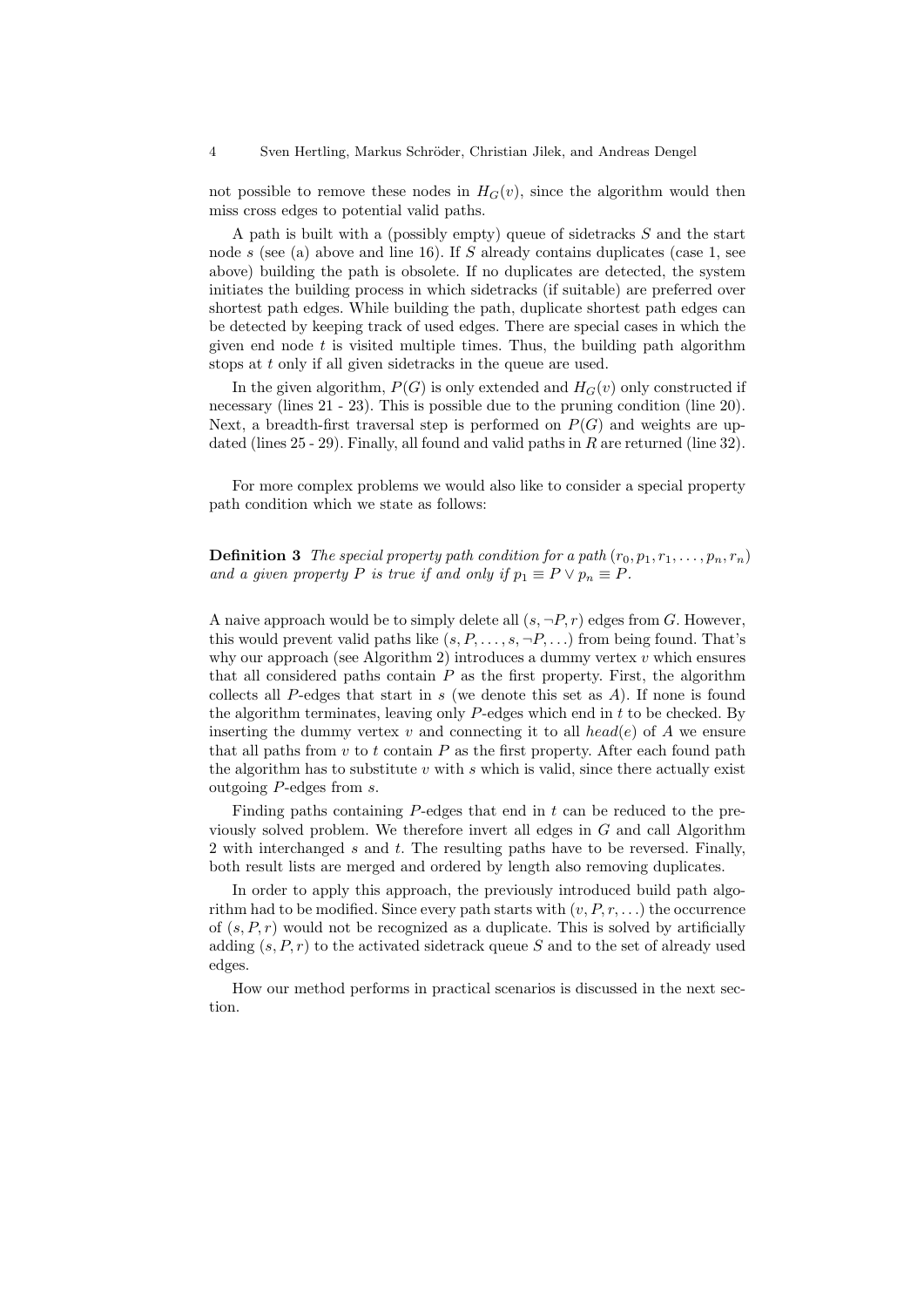not possible to remove these nodes in $H_G(v)$, since the algorithm would then miss cross edges to potential valid paths.

A path is built with a (possibly empty) queue of sidetracks $S$ and the start node $s$ (see (a) above and line 16). If $S$ already contains duplicates (case 1, see above) building the path is obsolete. If no duplicates are detected, the system initiates the building process in which sidetracks (if suitable) are preferred over shortest path edges. While building the path, duplicate shortest path edges can be detected by keeping track of used edges. There are special cases in which the given end node $t$ is visited multiple times. Thus, the building path algorithm stops at $t$ only if all given sidetracks in the queue are used.

In the given algorithm, $P(G)$ is only extended and $H_G(v)$ only constructed if necessary (lines 21 - 23). This is possible due to the pruning condition (line 20). Next, a breadth-first traversal step is performed on $P(G)$ and weights are updated (lines 25 - 29). Finally, all found and valid paths in $R$ are returned (line 32).

For more complex problems we would also like to consider a special property path condition which we state as follows:

**Definition 3** *The special property path condition for a path* $(r_0, p_1, r_1, \ldots, p_n, r_n)$ *and a given property* $P$ *is true if and only if* $p_1 \equiv P \vee p_n \equiv P$.

A naive approach would be to simply delete all $(s, \neg P, r)$ edges from $G$. However, this would prevent valid paths like $(s, P, \ldots, s, \neg P, \ldots)$ from being found. That's why our approach (see Algorithm 2) introduces a dummy vertex $v$ which ensures that all considered paths contain $P$ as the first property. First, the algorithm collects all $P$-edges that start in $s$ (we denote this set as $A$). If none is found the algorithm terminates, leaving only $P$-edges which end in $t$ to be checked. By inserting the dummy vertex $v$ and connecting it to all $head(e)$ of $A$ we ensure that all paths from $v$ to $t$ contain $P$ as the first property. After each found path the algorithm has to substitute $v$ with $s$ which is valid, since there actually exist outgoing $P$-edges from $s$.

Finding paths containing $P$-edges that end in $t$ can be reduced to the previously solved problem. We therefore invert all edges in $G$ and call Algorithm 2 with interchanged $s$ and $t$. The resulting paths have to be reversed. Finally, both result lists are merged and ordered by length also removing duplicates.

In order to apply this approach, the previously introduced build path algorithm had to be modified. Since every path starts with $(v, P, r, \ldots)$ the occurrence of $(s, P, r)$ would not be recognized as a duplicate. This is solved by artificially adding $(s, P, r)$ to the activated sidetrack queue $S$ and to the set of already used edges.

How our method performs in practical scenarios is discussed in the next section.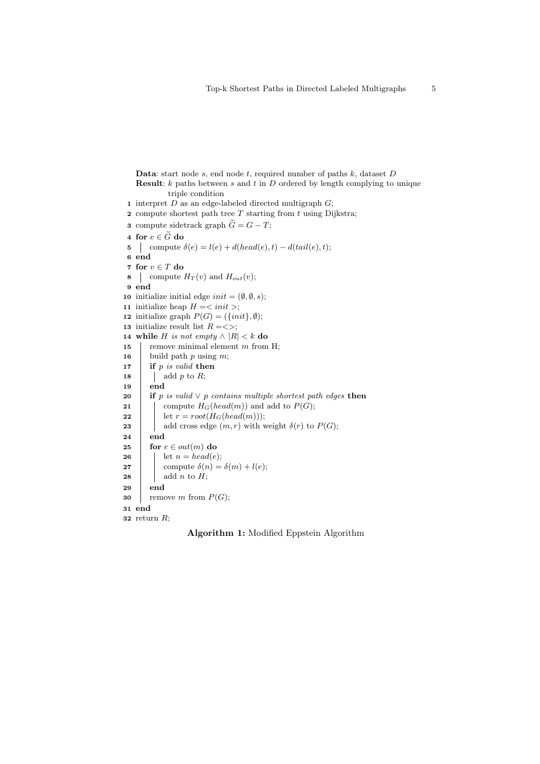**Data**: start node $s$, end node $t$, required number of paths $k$, dataset $D$

**Result**: $k$ paths between $s$ and $t$ in $D$ ordered by length complying to unique triple condition

```
1  interpret D as an edge-labeled directed multigraph G;
2  compute shortest path tree T starting from t using Dijkstra;
3  compute sidetrack graph G̃ = G − T;
4  for e ∈ G̃ do
5  |   compute δ(e) = l(e) + d(head(e), t) − d(tail(e), t);
6  end
7  for v ∈ T do
8  |   compute H_T(v) and H_out(v);
9  end
10 initialize initial edge init = (∅, ∅, s);
11 initialize heap H =< init >;
12 initialize graph P(G) = ({init}, ∅);
13 initialize result list R =<>;
14 while H is not empty ∧ |R| < k do
15 |   remove minimal element m from H;
16 |   build path p using m;
17 |   if p is valid then
18 |   |   add p to R;
19 |   end
20 |   if p is valid ∨ p contains multiple shortest path edges then
21 |   |   compute H_G(head(m)) and add to P(G);
22 |   |   let r = root(H_G(head(m)));
23 |   |   add cross edge (m, r) with weight δ(r) to P(G);
24 |   end
25 |   for e ∈ out(m) do
26 |   |   let n = head(e);
27 |   |   compute δ(n) = δ(m) + l(e);
28 |   |   add n to H;
29 |   end
30 |   remove m from P(G);
31 end
32 return R;
```

**Algorithm 1:** Modified Eppstein Algorithm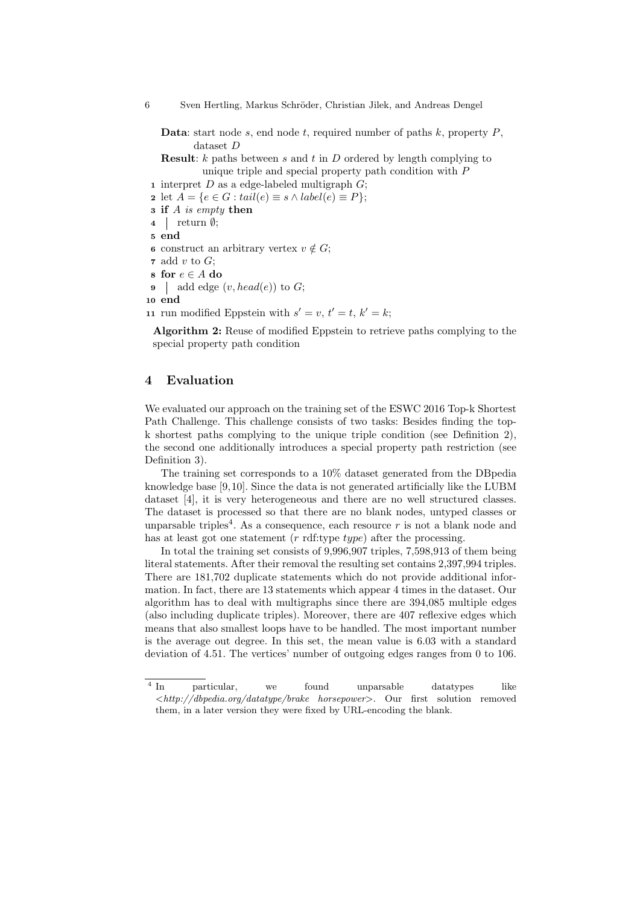**Data**: start node $s$, end node $t$, required number of paths $k$, property $P$, dataset $D$

**Result**: $k$ paths between $s$ and $t$ in $D$ ordered by length complying to unique triple and special property path condition with $P$

```
1  interpret D as a edge-labeled multigraph G;
2  let A = {e ∈ G : tail(e) ≡ s ∧ label(e) ≡ P};
3  if A is empty then
4  |  return ∅;
5  end
6  construct an arbitrary vertex v ∉ G;
7  add v to G;
8  for e ∈ A do
9  |  add edge (v, head(e)) to G;
10 end
11 run modified Eppstein with s′ = v, t′ = t, k′ = k;
```

**Algorithm 2:** Reuse of modified Eppstein to retrieve paths complying to the special property path condition

## 4 Evaluation

We evaluated our approach on the training set of the ESWC 2016 Top-k Shortest Path Challenge. This challenge consists of two tasks: Besides finding the top-k shortest paths complying to the unique triple condition (see Definition 2), the second one additionally introduces a special property path restriction (see Definition 3).

The training set corresponds to a 10% dataset generated from the DBpedia knowledge base [9,10]. Since the data is not generated artificially like the LUBM dataset [4], it is very heterogeneous and there are no well structured classes. The dataset is processed so that there are no blank nodes, untyped classes or unparsable triples[4]. As a consequence, each resource $r$ is not a blank node and has at least got one statement ($r$ rdf:type *type*) after the processing.

In total the training set consists of 9,996,907 triples, 7,598,913 of them being literal statements. After their removal the resulting set contains 2,397,994 triples. There are 181,702 duplicate statements which do not provide additional information. In fact, there are 13 statements which appear 4 times in the dataset. Our algorithm has to deal with multigraphs since there are 394,085 multiple edges (also including duplicate triples). Moreover, there are 407 reflexive edges which means that also smallest loops have to be handled. The most important number is the average out degree. In this set, the mean value is 6.03 with a standard deviation of 4.51. The vertices' number of outgoing edges ranges from 0 to 106.

[4] In particular, we found unparsable datatypes like <*http://dbpedia.org/datatype/brake horsepower*>. Our first solution removed them, in a later version they were fixed by URL-encoding the blank.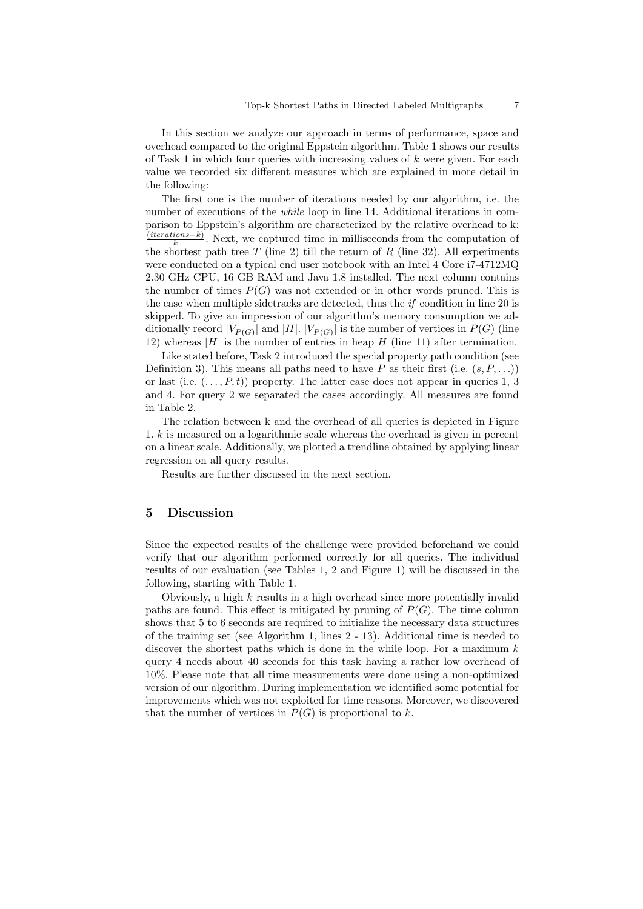In this section we analyze our approach in terms of performance, space and overhead compared to the original Eppstein algorithm. Table 1 shows our results of Task 1 in which four queries with increasing values of $k$ were given. For each value we recorded six different measures which are explained in more detail in the following:

The first one is the number of iterations needed by our algorithm, i.e. the number of executions of the *while* loop in line 14. Additional iterations in comparison to Eppstein's algorithm are characterized by the relative overhead to k: $\frac{(iterations-k)}{k}$. Next, we captured time in milliseconds from the computation of the shortest path tree $T$ (line 2) till the return of $R$ (line 32). All experiments were conducted on a typical end user notebook with an Intel 4 Core i7-4712MQ 2.30 GHz CPU, 16 GB RAM and Java 1.8 installed. The next column contains the number of times $P(G)$ was not extended or in other words pruned. This is the case when multiple sidetracks are detected, thus the *if* condition in line 20 is skipped. To give an impression of our algorithm's memory consumption we additionally record $|V_{P(G)}|$ and $|H|$. $|V_{P(G)}|$ is the number of vertices in $P(G)$ (line 12) whereas $|H|$ is the number of entries in heap $H$ (line 11) after termination.

Like stated before, Task 2 introduced the special property path condition (see Definition 3). This means all paths need to have $P$ as their first (i.e. $(s, P, \ldots)$) or last (i.e. $(\ldots, P, t)$) property. The latter case does not appear in queries 1, 3 and 4. For query 2 we separated the cases accordingly. All measures are found in Table 2.

The relation between k and the overhead of all queries is depicted in Figure 1. $k$ is measured on a logarithmic scale whereas the overhead is given in percent on a linear scale. Additionally, we plotted a trendline obtained by applying linear regression on all query results.

Results are further discussed in the next section.

## 5 Discussion

Since the expected results of the challenge were provided beforehand we could verify that our algorithm performed correctly for all queries. The individual results of our evaluation (see Tables 1, 2 and Figure 1) will be discussed in the following, starting with Table 1.

Obviously, a high $k$ results in a high overhead since more potentially invalid paths are found. This effect is mitigated by pruning of $P(G)$. The time column shows that 5 to 6 seconds are required to initialize the necessary data structures of the training set (see Algorithm 1, lines 2 - 13). Additional time is needed to discover the shortest paths which is done in the while loop. For a maximum $k$ query 4 needs about 40 seconds for this task having a rather low overhead of 10%. Please note that all time measurements were done using a non-optimized version of our algorithm. During implementation we identified some potential for improvements which was not exploited for time reasons. Moreover, we discovered that the number of vertices in $P(G)$ is proportional to $k$.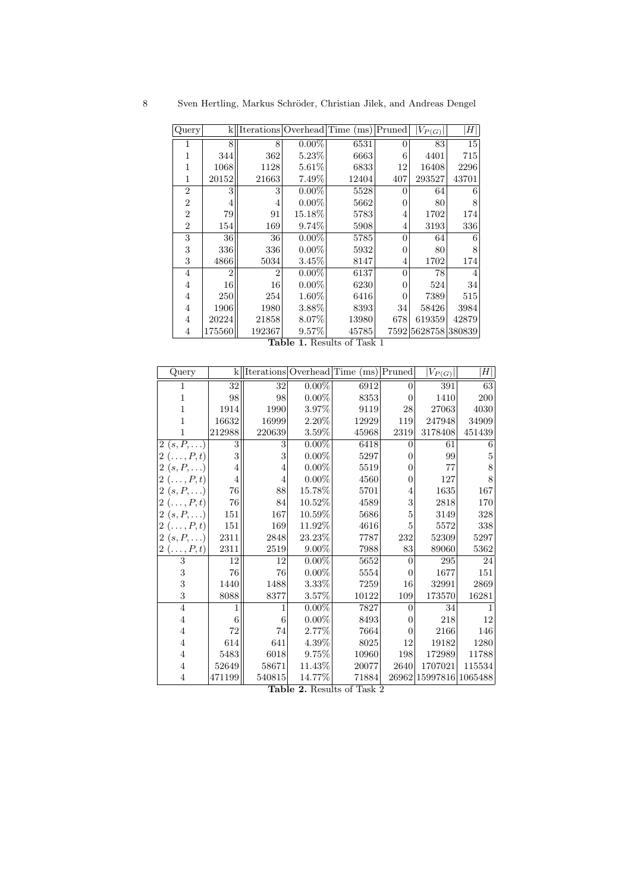| Query | k | Iterations | Overhead | Time (ms) | Pruned | $\|V_{P(G)}\|$ | $\|H\|$ |
|---|---|---|---|---|---|---|---|
| 1 | 8 | 8 | 0.00% | 6531 | 0 | 83 | 15 |
| 1 | 344 | 362 | 5.23% | 6663 | 6 | 4401 | 715 |
| 1 | 1068 | 1128 | 5.61% | 6833 | 12 | 16408 | 2296 |
| 1 | 20152 | 21663 | 7.49% | 12404 | 407 | 293527 | 43701 |
| 2 | 3 | 3 | 0.00% | 5528 | 0 | 64 | 6 |
| 2 | 4 | 4 | 0.00% | 5662 | 0 | 80 | 8 |
| 2 | 79 | 91 | 15.18% | 5783 | 4 | 1702 | 174 |
| 2 | 154 | 169 | 9.74% | 5908 | 4 | 3193 | 336 |
| 3 | 36 | 36 | 0.00% | 5785 | 0 | 64 | 6 |
| 3 | 336 | 336 | 0.00% | 5932 | 0 | 80 | 8 |
| 3 | 4866 | 5034 | 3.45% | 8147 | 4 | 1702 | 174 |
| 4 | 2 | 2 | 0.00% | 6137 | 0 | 78 | 4 |
| 4 | 16 | 16 | 0.00% | 6230 | 0 | 524 | 34 |
| 4 | 250 | 254 | 1.60% | 6416 | 0 | 7389 | 515 |
| 4 | 1906 | 1980 | 3.88% | 8393 | 34 | 58426 | 3984 |
| 4 | 20224 | 21858 | 8.07% | 13980 | 678 | 619359 | 42879 |
| 4 | 175560 | 192367 | 9.57% | 45785 | 7592 | 5628758 | 380839 |

**Table 1.** Results of Task 1

| Query | k | Iterations | Overhead | Time (ms) | Pruned | $\|V_{P(G)}\|$ | $\|H\|$ |
|---|---|---|---|---|---|---|---|
| 1 | 32 | 32 | 0.00% | 6912 | 0 | 391 | 63 |
| 1 | 98 | 98 | 0.00% | 8353 | 0 | 1410 | 200 |
| 1 | 1914 | 1990 | 3.97% | 9119 | 28 | 27063 | 4030 |
| 1 | 16632 | 16999 | 2.20% | 12929 | 119 | 247948 | 34909 |
| 1 | 212988 | 220639 | 3.59% | 45968 | 2319 | 3178408 | 451439 |
| 2 $(s, P, \ldots)$ | 3 | 3 | 0.00% | 6418 | 0 | 61 | 6 |
| 2 $(\ldots, P, t)$ | 3 | 3 | 0.00% | 5297 | 0 | 99 | 5 |
| 2 $(s, P, \ldots)$ | 4 | 4 | 0.00% | 5519 | 0 | 77 | 8 |
| 2 $(\ldots, P, t)$ | 4 | 4 | 0.00% | 4560 | 0 | 127 | 8 |
| 2 $(s, P, \ldots)$ | 76 | 88 | 15.78% | 5701 | 4 | 1635 | 167 |
| 2 $(\ldots, P, t)$ | 76 | 84 | 10.52% | 4589 | 3 | 2818 | 170 |
| 2 $(s, P, \ldots)$ | 151 | 167 | 10.59% | 5686 | 5 | 3149 | 328 |
| 2 $(\ldots, P, t)$ | 151 | 169 | 11.92% | 4616 | 5 | 5572 | 338 |
| 2 $(s, P, \ldots)$ | 2311 | 2848 | 23.23% | 7787 | 232 | 52309 | 5297 |
| 2 $(\ldots, P, t)$ | 2311 | 2519 | 9.00% | 7988 | 83 | 89060 | 5362 |
| 3 | 12 | 12 | 0.00% | 5652 | 0 | 295 | 24 |
| 3 | 76 | 76 | 0.00% | 5554 | 0 | 1677 | 151 |
| 3 | 1440 | 1488 | 3.33% | 7259 | 16 | 32991 | 2869 |
| 3 | 8088 | 8377 | 3.57% | 10122 | 109 | 173570 | 16281 |
| 4 | 1 | 1 | 0.00% | 7827 | 0 | 34 | 1 |
| 4 | 6 | 6 | 0.00% | 8493 | 0 | 218 | 12 |
| 4 | 72 | 74 | 2.77% | 7664 | 0 | 2166 | 146 |
| 4 | 614 | 641 | 4.39% | 8025 | 12 | 19182 | 1280 |
| 4 | 5483 | 6018 | 9.75% | 10960 | 198 | 172989 | 11788 |
| 4 | 52649 | 58671 | 11.43% | 20077 | 2640 | 1707021 | 115534 |
| 4 | 471199 | 540815 | 14.77% | 71884 | 26962 | 15997816 | 1065488 |

**Table 2.** Results of Task 2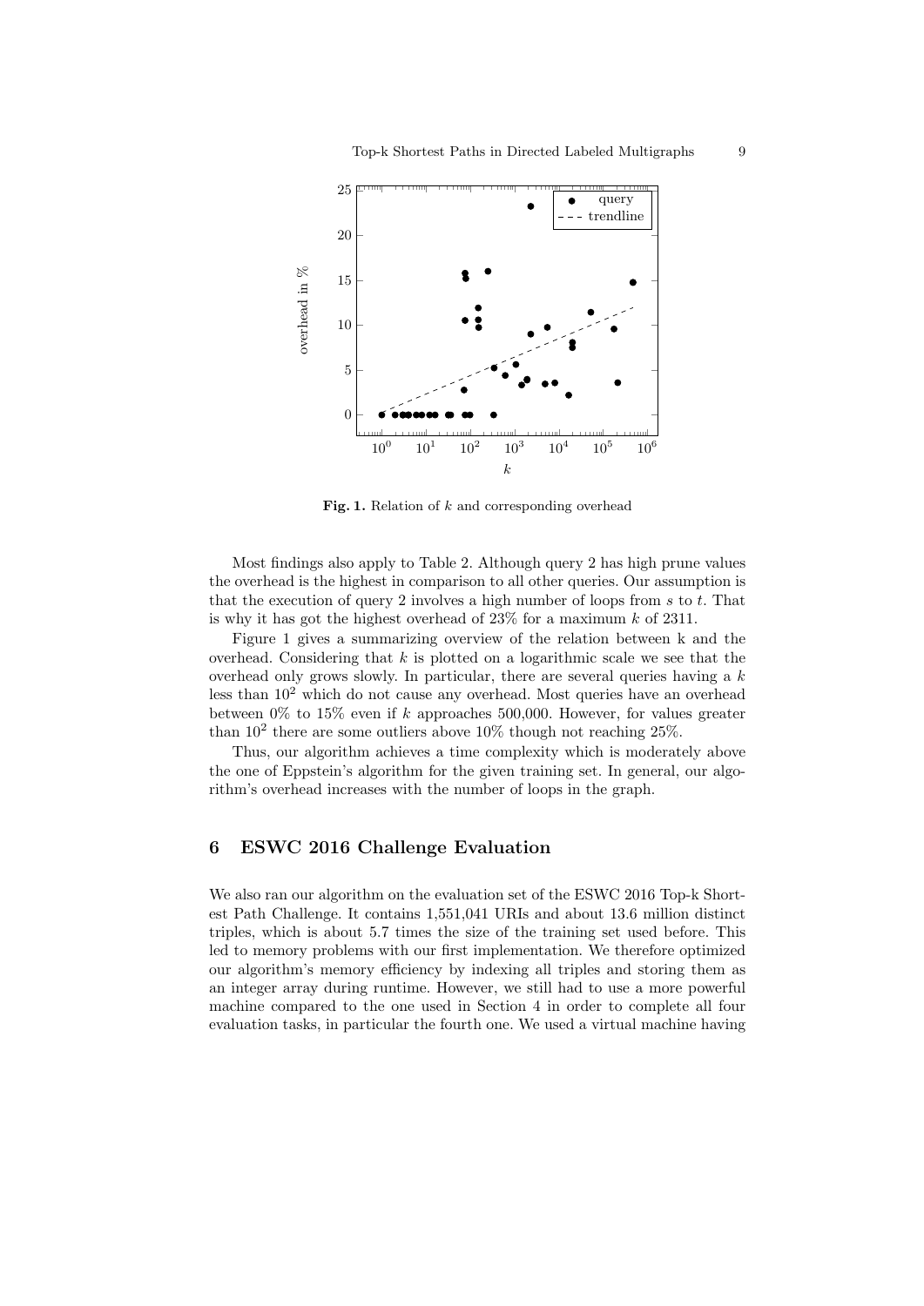**Fig. 1.** Relation of $k$ and corresponding overhead

Most findings also apply to Table 2. Although query 2 has high prune values the overhead is the highest in comparison to all other queries. Our assumption is that the execution of query 2 involves a high number of loops from $s$ to $t$. That is why it has got the highest overhead of 23% for a maximum $k$ of 2311.

Figure 1 gives a summarizing overview of the relation between k and the overhead. Considering that $k$ is plotted on a logarithmic scale we see that the overhead only grows slowly. In particular, there are several queries having a $k$ less than $10^2$ which do not cause any overhead. Most queries have an overhead between 0% to 15% even if $k$ approaches 500,000. However, for values greater than $10^2$ there are some outliers above 10% though not reaching 25%.

Thus, our algorithm achieves a time complexity which is moderately above the one of Eppstein's algorithm for the given training set. In general, our algorithm's overhead increases with the number of loops in the graph.

## 6 ESWC 2016 Challenge Evaluation

We also ran our algorithm on the evaluation set of the ESWC 2016 Top-k Shortest Path Challenge. It contains 1,551,041 URIs and about 13.6 million distinct triples, which is about 5.7 times the size of the training set used before. This led to memory problems with our first implementation. We therefore optimized our algorithm's memory efficiency by indexing all triples and storing them as an integer array during runtime. However, we still had to use a more powerful machine compared to the one used in Section 4 in order to complete all four evaluation tasks, in particular the fourth one. We used a virtual machine having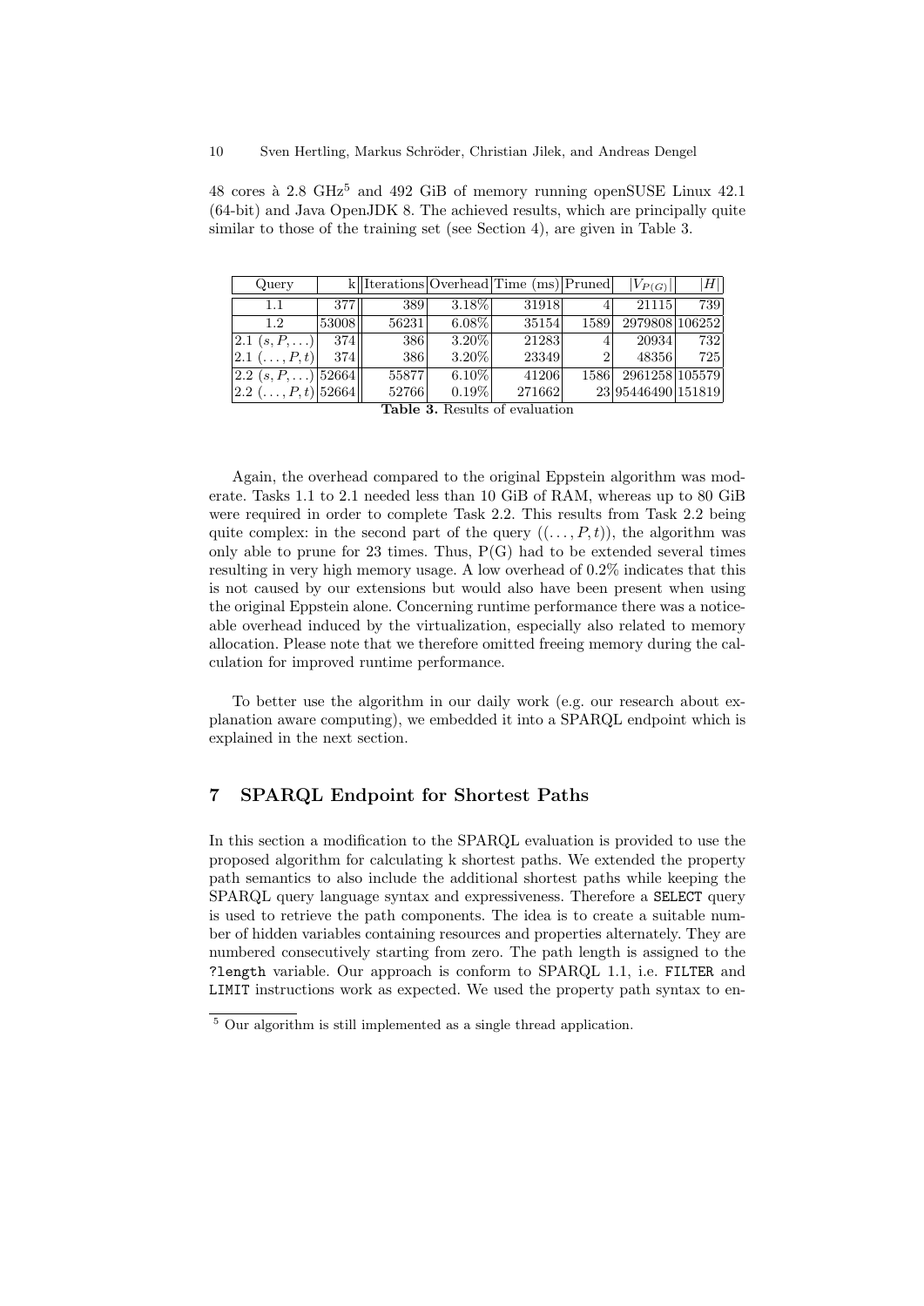48 cores à 2.8 GHz[5] and 492 GiB of memory running openSUSE Linux 42.1 (64-bit) and Java OpenJDK 8. The achieved results, which are principally quite similar to those of the training set (see Section 4), are given in Table 3.

| Query | k | Iterations | Overhead | Time (ms) | Pruned | $\|V_{P(G)}\|$ | $\|H\|$ |
|---|---|---|---|---|---|---|---|
| 1.1 | 377 | 389 | 3.18% | 31918 | 4 | 21115 | 739 |
| 1.2 | 53008 | 56231 | 6.08% | 35154 | 1589 | 2979808 | 106252 |
| 2.1 $(s, P, \ldots)$ | 374 | 386 | 3.20% | 21283 | 4 | 20934 | 732 |
| 2.1 $(\ldots, P, t)$ | 374 | 386 | 3.20% | 23349 | 2 | 48356 | 725 |
| 2.2 $(s, P, \ldots)$ | 52664 | 55877 | 6.10% | 41206 | 1586 | 2961258 | 105579 |
| 2.2 $(\ldots, P, t)$ | 52664 | 52766 | 0.19% | 271662 | 23 | 95446490 | 151819 |

**Table 3.** Results of evaluation

Again, the overhead compared to the original Eppstein algorithm was moderate. Tasks 1.1 to 2.1 needed less than 10 GiB of RAM, whereas up to 80 GiB were required in order to complete Task 2.2. This results from Task 2.2 being quite complex: in the second part of the query $((\ldots, P, t))$, the algorithm was only able to prune for 23 times. Thus, P(G) had to be extended several times resulting in very high memory usage. A low overhead of 0.2% indicates that this is not caused by our extensions but would also have been present when using the original Eppstein alone. Concerning runtime performance there was a noticeable overhead induced by the virtualization, especially also related to memory allocation. Please note that we therefore omitted freeing memory during the calculation for improved runtime performance.

To better use the algorithm in our daily work (e.g. our research about explanation aware computing), we embedded it into a SPARQL endpoint which is explained in the next section.

## 7 SPARQL Endpoint for Shortest Paths

In this section a modification to the SPARQL evaluation is provided to use the proposed algorithm for calculating k shortest paths. We extended the property path semantics to also include the additional shortest paths while keeping the SPARQL query language syntax and expressiveness. Therefore a `SELECT` query is used to retrieve the path components. The idea is to create a suitable number of hidden variables containing resources and properties alternately. They are numbered consecutively starting from zero. The path length is assigned to the `?length` variable. Our approach is conform to SPARQL 1.1, i.e. `FILTER` and `LIMIT` instructions work as expected. We used the property path syntax to en-

[5] Our algorithm is still implemented as a single thread application.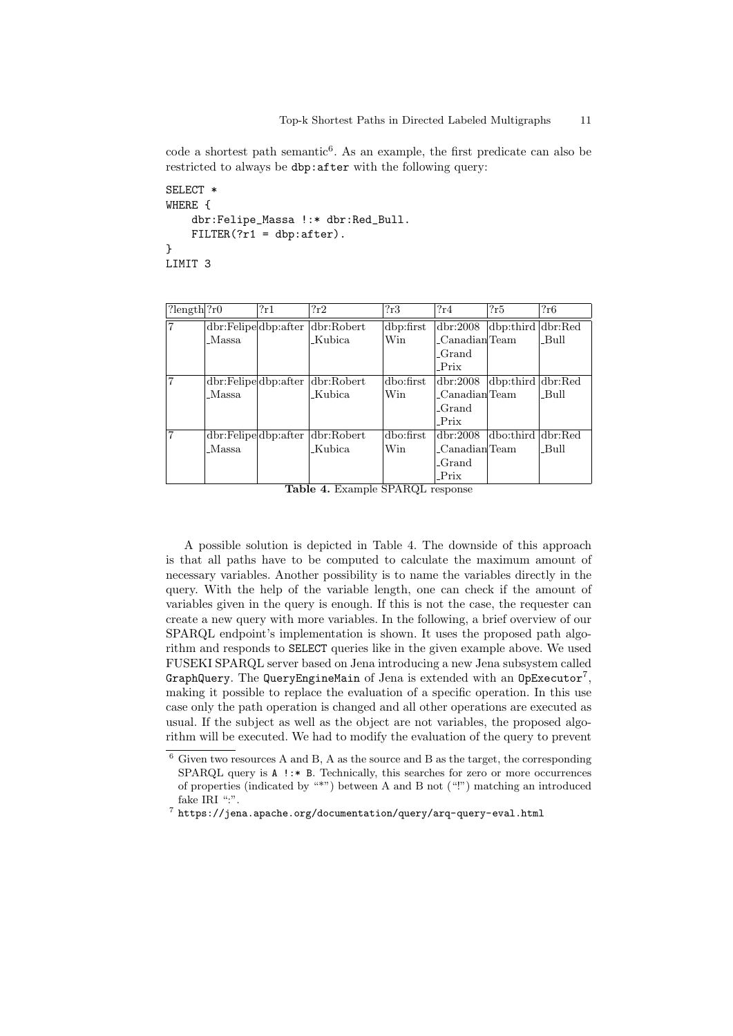code a shortest path semantic[6]. As an example, the first predicate can also be restricted to always be `dbp:after` with the following query:

```
SELECT *
WHERE {
    dbr:Felipe_Massa !:* dbr:Red_Bull.
    FILTER(?r1 = dbp:after).
}
LIMIT 3
```

| ?length | ?r0 | ?r1 | ?r2 | ?r3 | ?r4 | ?r5 | ?r6 |
|---|---|---|---|---|---|---|---|
| 7 | dbr:Felipe_Massa | dbp:after | dbr:Robert_Kubica | dbp:firstWin | dbr:2008_Canadian_Grand_Prix | dbp:thirdTeam | dbr:Red_Bull |
| 7 | dbr:Felipe_Massa | dbp:after | dbr:Robert_Kubica | dbo:firstWin | dbr:2008_Canadian_Grand_Prix | dbp:thirdTeam | dbr:Red_Bull |
| 7 | dbr:Felipe_Massa | dbp:after | dbr:Robert_Kubica | dbo:firstWin | dbr:2008_Canadian_Grand_Prix | dbo:thirdTeam | dbr:Red_Bull |

**Table 4.** Example SPARQL response

A possible solution is depicted in Table 4. The downside of this approach is that all paths have to be computed to calculate the maximum amount of necessary variables. Another possibility is to name the variables directly in the query. With the help of the variable length, one can check if the amount of variables given in the query is enough. If this is not the case, the requester can create a new query with more variables. In the following, a brief overview of our SPARQL endpoint's implementation is shown. It uses the proposed path algorithm and responds to `SELECT` queries like in the given example above. We used FUSEKI SPARQL server based on Jena introducing a new Jena subsystem called `GraphQuery`. The `QueryEngineMain` of Jena is extended with an `OpExecutor`[7], making it possible to replace the evaluation of a specific operation. In this use case only the path operation is changed and all other operations are executed as usual. If the subject as well as the object are not variables, the proposed algorithm will be executed. We had to modify the evaluation of the query to prevent

---

[6] Given two resources A and B, A as the source and B as the target, the corresponding SPARQL query is `A !:* B`. Technically, this searches for zero or more occurrences of properties (indicated by "*") between A and B not ("!") matching an introduced fake IRI ":".

[7] `https://jena.apache.org/documentation/query/arq-query-eval.html`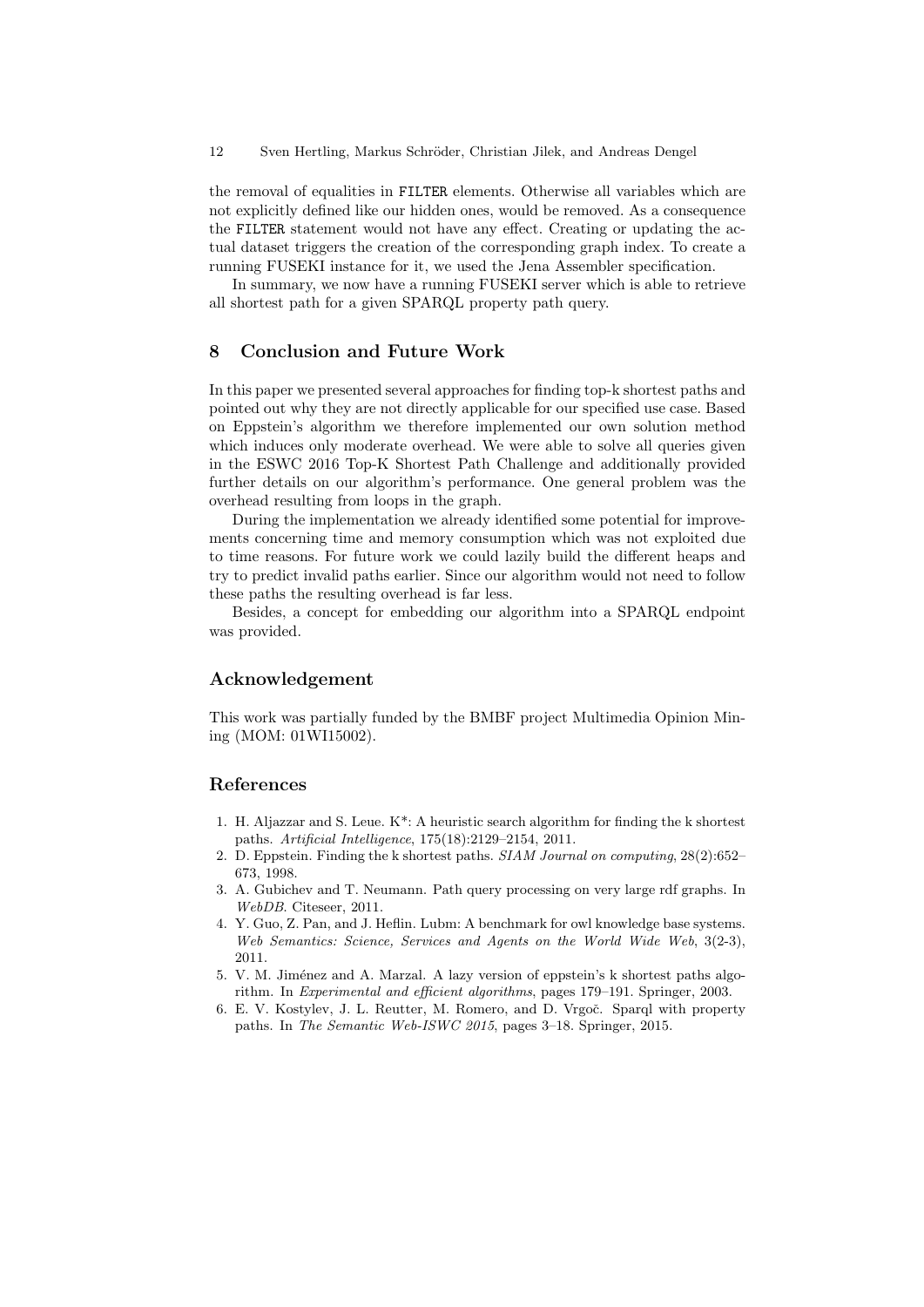the removal of equalities in FILTER elements. Otherwise all variables which are not explicitly defined like our hidden ones, would be removed. As a consequence the FILTER statement would not have any effect. Creating or updating the actual dataset triggers the creation of the corresponding graph index. To create a running FUSEKI instance for it, we used the Jena Assembler specification.

In summary, we now have a running FUSEKI server which is able to retrieve all shortest path for a given SPARQL property path query.

## 8 Conclusion and Future Work

In this paper we presented several approaches for finding top-k shortest paths and pointed out why they are not directly applicable for our specified use case. Based on Eppstein's algorithm we therefore implemented our own solution method which induces only moderate overhead. We were able to solve all queries given in the ESWC 2016 Top-K Shortest Path Challenge and additionally provided further details on our algorithm's performance. One general problem was the overhead resulting from loops in the graph.

During the implementation we already identified some potential for improvements concerning time and memory consumption which was not exploited due to time reasons. For future work we could lazily build the different heaps and try to predict invalid paths earlier. Since our algorithm would not need to follow these paths the resulting overhead is far less.

Besides, a concept for embedding our algorithm into a SPARQL endpoint was provided.

## Acknowledgement

This work was partially funded by the BMBF project Multimedia Opinion Mining (MOM: 01WI15002).

## References

1. H. Aljazzar and S. Leue. K*: A heuristic search algorithm for finding the k shortest paths. *Artificial Intelligence*, 175(18):2129–2154, 2011.
2. D. Eppstein. Finding the k shortest paths. *SIAM Journal on computing*, 28(2):652–673, 1998.
3. A. Gubichev and T. Neumann. Path query processing on very large rdf graphs. In *WebDB*. Citeseer, 2011.
4. Y. Guo, Z. Pan, and J. Heflin. Lubm: A benchmark for owl knowledge base systems. *Web Semantics: Science, Services and Agents on the World Wide Web*, 3(2-3), 2011.
5. V. M. Jiménez and A. Marzal. A lazy version of eppstein's k shortest paths algorithm. In *Experimental and efficient algorithms*, pages 179–191. Springer, 2003.
6. E. V. Kostylev, J. L. Reutter, M. Romero, and D. Vrgoč. Sparql with property paths. In *The Semantic Web-ISWC 2015*, pages 3–18. Springer, 2015.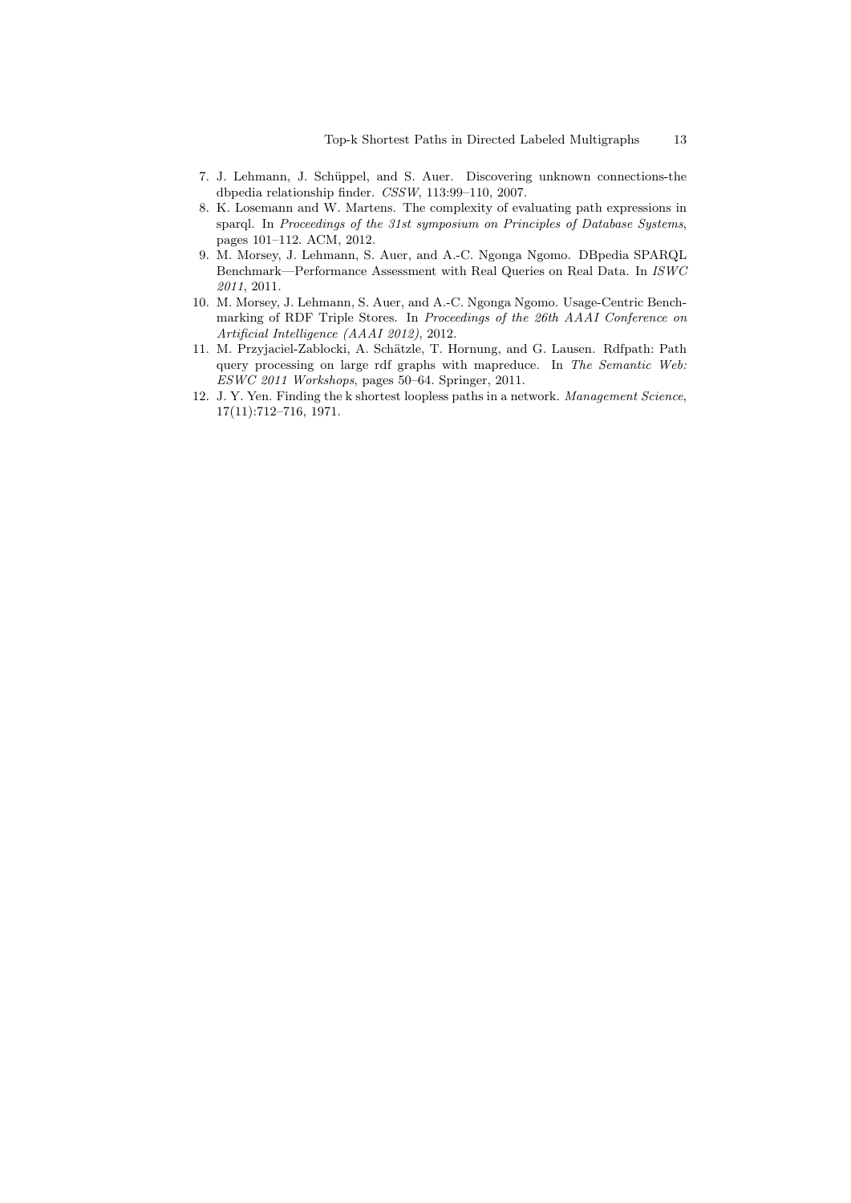7. J. Lehmann, J. Schüppel, and S. Auer. Discovering unknown connections-the dbpedia relationship finder. *CSSW*, 113:99–110, 2007.
8. K. Losemann and W. Martens. The complexity of evaluating path expressions in sparql. In *Proceedings of the 31st symposium on Principles of Database Systems*, pages 101–112. ACM, 2012.
9. M. Morsey, J. Lehmann, S. Auer, and A.-C. Ngonga Ngomo. DBpedia SPARQL Benchmark—Performance Assessment with Real Queries on Real Data. In *ISWC 2011*, 2011.
10. M. Morsey, J. Lehmann, S. Auer, and A.-C. Ngonga Ngomo. Usage-Centric Benchmarking of RDF Triple Stores. In *Proceedings of the 26th AAAI Conference on Artificial Intelligence (AAAI 2012)*, 2012.
11. M. Przyjaciel-Zablocki, A. Schätzle, T. Hornung, and G. Lausen. Rdfpath: Path query processing on large rdf graphs with mapreduce. In *The Semantic Web: ESWC 2011 Workshops*, pages 50–64. Springer, 2011.
12. J. Y. Yen. Finding the k shortest loopless paths in a network. *Management Science*, 17(11):712–716, 1971.